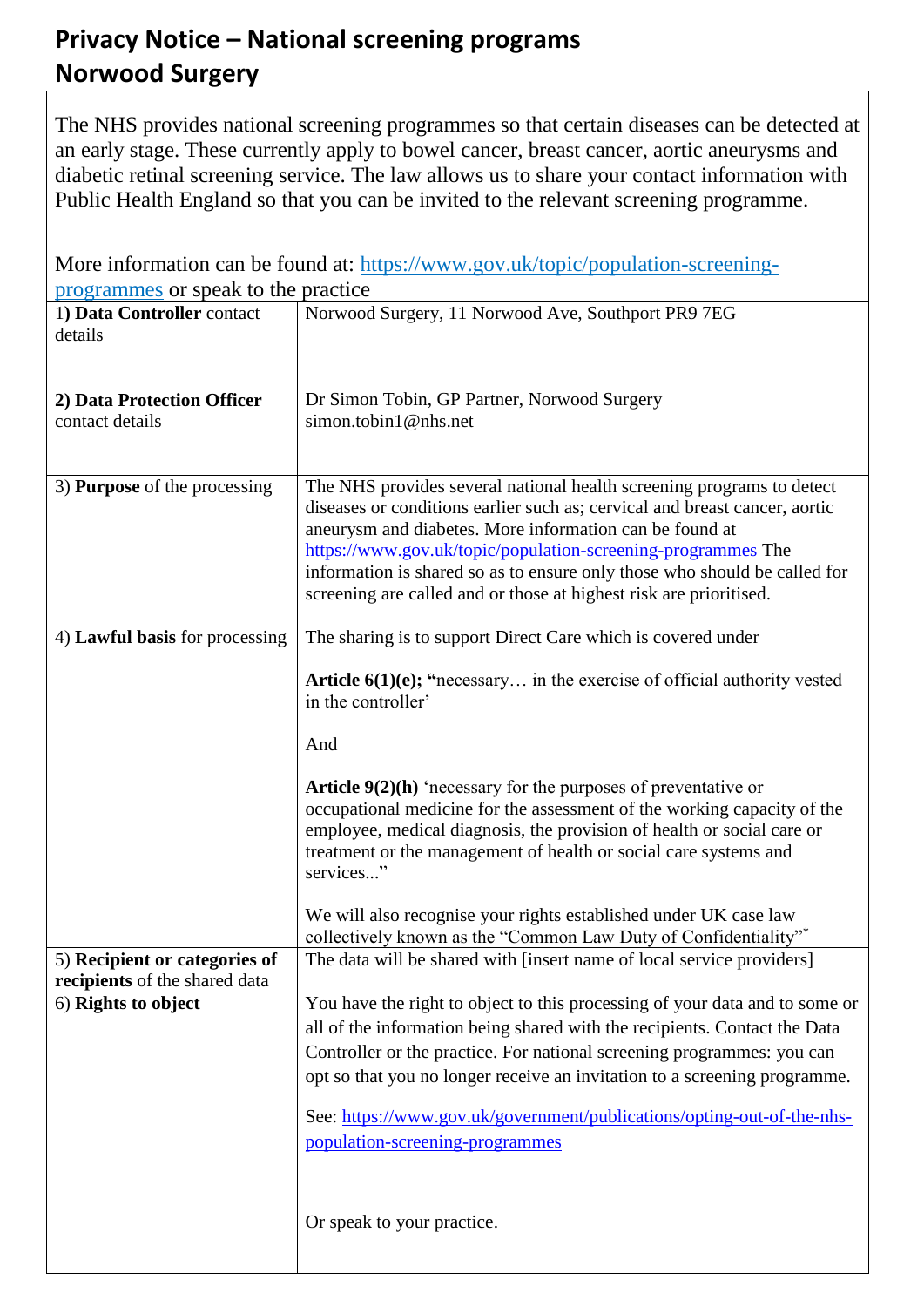# Privacy Notice – National screening programs
## Norwood Surgery

The NHS provides national screening programmes so that certain diseases can be detected at an early stage. These currently apply to bowel cancer, breast cancer, aortic aneurysms and diabetic retinal screening service. The law allows us to share your contact information with Public Health England so that you can be invited to the relevant screening programme.

More information can be found at: https://www.gov.uk/topic/population-screening-programmes or speak to the practice

| | |
|---|---|
| 1) **Data Controller** contact details | Norwood Surgery, 11 Norwood Ave, Southport PR9 7EG |
| **2) Data Protection Officer** contact details | Dr Simon Tobin, GP Partner, Norwood Surgery<br>simon.tobin1@nhs.net |
| 3) **Purpose** of the processing | The NHS provides several national health screening programs to detect diseases or conditions earlier such as; cervical and breast cancer, aortic aneurysm and diabetes. More information can be found at https://www.gov.uk/topic/population-screening-programmes The information is shared so as to ensure only those who should be called for screening are called and or those at highest risk are prioritised. |
| 4) **Lawful basis** for processing | The sharing is to support Direct Care which is covered under<br><br>**Article 6(1)(e); "**necessary… in the exercise of official authority vested in the controller'<br><br>And<br><br>**Article 9(2)(h)** 'necessary for the purposes of preventative or occupational medicine for the assessment of the working capacity of the employee, medical diagnosis, the provision of health or social care or treatment or the management of health or social care systems and services..."<br><br>We will also recognise your rights established under UK case law collectively known as the "Common Law Duty of Confidentiality"* |
| 5) **Recipient or categories of recipients** of the shared data | The data will be shared with [insert name of local service providers] |
| 6) **Rights to object** | You have the right to object to this processing of your data and to some or all of the information being shared with the recipients. Contact the Data Controller or the practice. For national screening programmes: you can opt so that you no longer receive an invitation to a screening programme.<br><br>See: https://www.gov.uk/government/publications/opting-out-of-the-nhs-population-screening-programmes<br><br>Or speak to your practice. |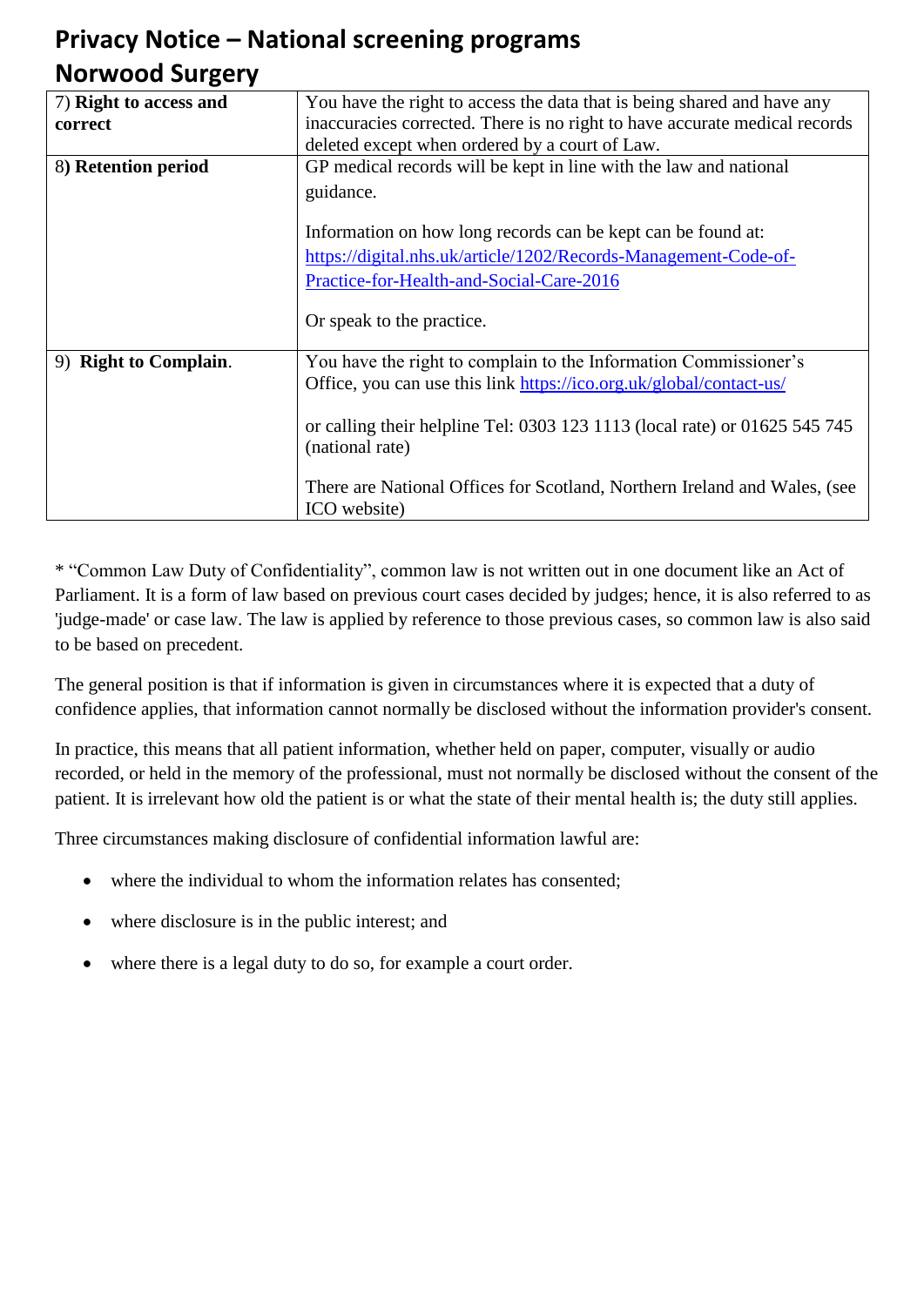# Privacy Notice – National screening programs

## Norwood Surgery

| | |
|---|---|
| 7) **Right to access and correct** | You have the right to access the data that is being shared and have any inaccuracies corrected. There is no right to have accurate medical records deleted except when ordered by a court of Law. |
| 8**) Retention period** | GP medical records will be kept in line with the law and national guidance.<br><br>Information on how long records can be kept can be found at: https://digital.nhs.uk/article/1202/Records-Management-Code-of-Practice-for-Health-and-Social-Care-2016<br><br>Or speak to the practice. |
| 9) **Right to Complain**. | You have the right to complain to the Information Commissioner's Office, you can use this link https://ico.org.uk/global/contact-us/<br><br>or calling their helpline Tel: 0303 123 1113 (local rate) or 01625 545 745 (national rate)<br><br>There are National Offices for Scotland, Northern Ireland and Wales, (see ICO website) |

* "Common Law Duty of Confidentiality", common law is not written out in one document like an Act of Parliament. It is a form of law based on previous court cases decided by judges; hence, it is also referred to as 'judge-made' or case law. The law is applied by reference to those previous cases, so common law is also said to be based on precedent.

The general position is that if information is given in circumstances where it is expected that a duty of confidence applies, that information cannot normally be disclosed without the information provider's consent.

In practice, this means that all patient information, whether held on paper, computer, visually or audio recorded, or held in the memory of the professional, must not normally be disclosed without the consent of the patient. It is irrelevant how old the patient is or what the state of their mental health is; the duty still applies.

Three circumstances making disclosure of confidential information lawful are:

- where the individual to whom the information relates has consented;
- where disclosure is in the public interest; and
- where there is a legal duty to do so, for example a court order.